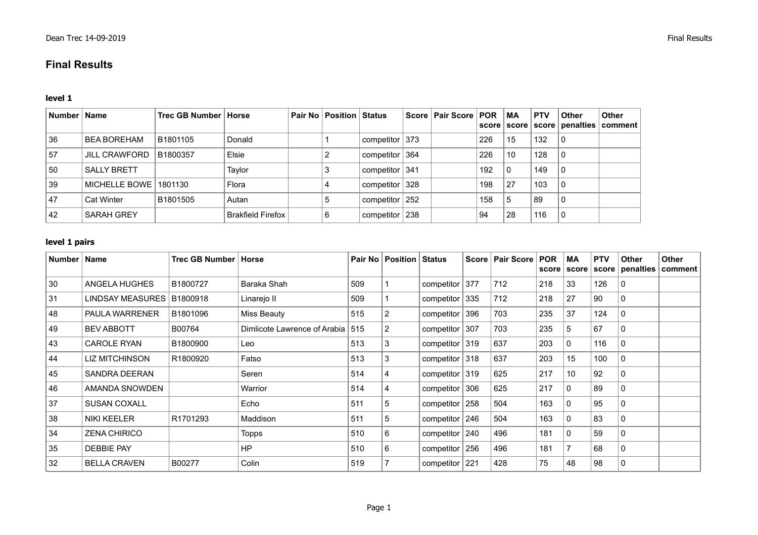# Final Results

### level 1

| Number | Name | Trec GB Number | Horse | Pair No | Position | Status | Score | Pair Score | POR score | MA score | PTV score | Other penalties | Other comment |
|---|---|---|---|---|---|---|---|---|---|---|---|---|---|
| 36 | BEA BOREHAM | B1801105 | Donald | | 1 | competitor | 373 | | 226 | 15 | 132 | 0 | |
| 57 | JILL CRAWFORD | B1800357 | Elsie | | 2 | competitor | 364 | | 226 | 10 | 128 | 0 | |
| 50 | SALLY BRETT | | Taylor | | 3 | competitor | 341 | | 192 | 0 | 149 | 0 | |
| 39 | MICHELLE BOWE | 1801130 | Flora | | 4 | competitor | 328 | | 198 | 27 | 103 | 0 | |
| 47 | Cat Winter | B1801505 | Autan | | 5 | competitor | 252 | | 158 | 5 | 89 | 0 | |
| 42 | SARAH GREY | | Brakfield Firefox | | 6 | competitor | 238 | | 94 | 28 | 116 | 0 | |

### level 1 pairs

| Number | Name | Trec GB Number | Horse | Pair No | Position | Status | Score | Pair Score | POR score | MA score | PTV score | Other penalties | Other comment |
|---|---|---|---|---|---|---|---|---|---|---|---|---|---|
| 30 | ANGELA HUGHES | B1800727 | Baraka Shah | 509 | 1 | competitor | 377 | 712 | 218 | 33 | 126 | 0 | |
| 31 | LINDSAY MEASURES | B1800918 | Linarejo II | 509 | 1 | competitor | 335 | 712 | 218 | 27 | 90 | 0 | |
| 48 | PAULA WARRENER | B1801096 | Miss Beauty | 515 | 2 | competitor | 396 | 703 | 235 | 37 | 124 | 0 | |
| 49 | BEV ABBOTT | B00764 | Dimlicote Lawrence of Arabia | 515 | 2 | competitor | 307 | 703 | 235 | 5 | 67 | 0 | |
| 43 | CAROLE RYAN | B1800900 | Leo | 513 | 3 | competitor | 319 | 637 | 203 | 0 | 116 | 0 | |
| 44 | LIZ MITCHINSON | R1800920 | Fatso | 513 | 3 | competitor | 318 | 637 | 203 | 15 | 100 | 0 | |
| 45 | SANDRA DEERAN | | Seren | 514 | 4 | competitor | 319 | 625 | 217 | 10 | 92 | 0 | |
| 46 | AMANDA SNOWDEN | | Warrior | 514 | 4 | competitor | 306 | 625 | 217 | 0 | 89 | 0 | |
| 37 | SUSAN COXALL | | Echo | 511 | 5 | competitor | 258 | 504 | 163 | 0 | 95 | 0 | |
| 38 | NIKI KEELER | R1701293 | Maddison | 511 | 5 | competitor | 246 | 504 | 163 | 0 | 83 | 0 | |
| 34 | ZENA CHIRICO | | Topps | 510 | 6 | competitor | 240 | 496 | 181 | 0 | 59 | 0 | |
| 35 | DEBBIE PAY | | HP | 510 | 6 | competitor | 256 | 496 | 181 | 7 | 68 | 0 | |
| 32 | BELLA CRAVEN | B00277 | Colin | 519 | 7 | competitor | 221 | 428 | 75 | 48 | 98 | 0 | |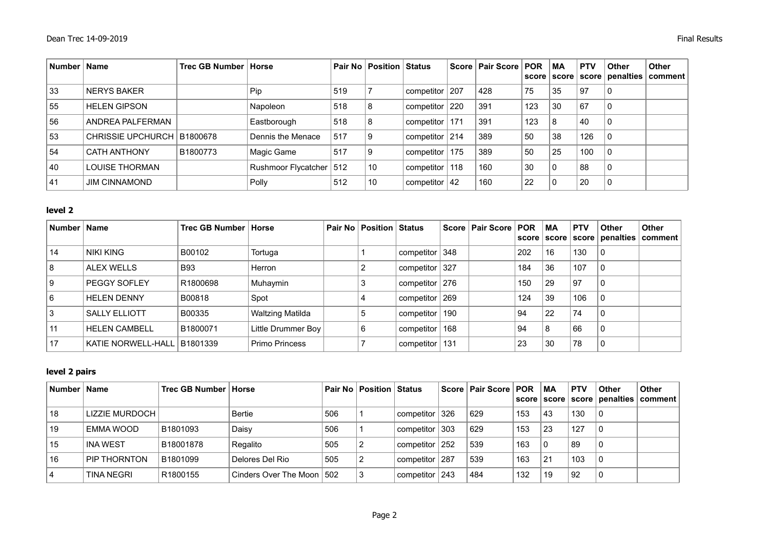| Number | Name | Trec GB Number | Horse | Pair No | Position | Status | Score | Pair Score | POR score | MA score | PTV score | Other penalties | Other comment |
|---|---|---|---|---|---|---|---|---|---|---|---|---|---|
| 33 | NERYS BAKER | | Pip | 519 | 7 | competitor | 207 | 428 | 75 | 35 | 97 | 0 | |
| 55 | HELEN GIPSON | | Napoleon | 518 | 8 | competitor | 220 | 391 | 123 | 30 | 67 | 0 | |
| 56 | ANDREA PALFERMAN | | Eastborough | 518 | 8 | competitor | 171 | 391 | 123 | 8 | 40 | 0 | |
| 53 | CHRISSIE UPCHURCH | B1800678 | Dennis the Menace | 517 | 9 | competitor | 214 | 389 | 50 | 38 | 126 | 0 | |
| 54 | CATH ANTHONY | B1800773 | Magic Game | 517 | 9 | competitor | 175 | 389 | 50 | 25 | 100 | 0 | |
| 40 | LOUISE THORMAN | | Rushmoor Flycatcher | 512 | 10 | competitor | 118 | 160 | 30 | 0 | 88 | 0 | |
| 41 | JIM CINNAMOND | | Polly | 512 | 10 | competitor | 42 | 160 | 22 | 0 | 20 | 0 | |

### level 2

| Number | Name | Trec GB Number | Horse | Pair No | Position | Status | Score | Pair Score | POR score | MA score | PTV score | Other penalties | Other comment |
|---|---|---|---|---|---|---|---|---|---|---|---|---|---|
| 14 | NIKI KING | B00102 | Tortuga | | 1 | competitor | 348 | | 202 | 16 | 130 | 0 | |
| 8 | ALEX WELLS | B93 | Herron | | 2 | competitor | 327 | | 184 | 36 | 107 | 0 | |
| 9 | PEGGY SOFLEY | R1800698 | Muhaymin | | 3 | competitor | 276 | | 150 | 29 | 97 | 0 | |
| 6 | HELEN DENNY | B00818 | Spot | | 4 | competitor | 269 | | 124 | 39 | 106 | 0 | |
| 3 | SALLY ELLIOTT | B00335 | Waltzing Matilda | | 5 | competitor | 190 | | 94 | 22 | 74 | 0 | |
| 11 | HELEN CAMBELL | B1800071 | Little Drummer Boy | | 6 | competitor | 168 | | 94 | 8 | 66 | 0 | |
| 17 | KATIE NORWELL-HALL | B1801339 | Primo Princess | | 7 | competitor | 131 | | 23 | 30 | 78 | 0 | |

### level 2 pairs

| Number | Name | Trec GB Number | Horse | Pair No | Position | Status | Score | Pair Score | POR score | MA score | PTV score | Other penalties | Other comment |
|---|---|---|---|---|---|---|---|---|---|---|---|---|---|
| 18 | LIZZIE MURDOCH | | Bertie | 506 | 1 | competitor | 326 | 629 | 153 | 43 | 130 | 0 | |
| 19 | EMMA WOOD | B1801093 | Daisy | 506 | 1 | competitor | 303 | 629 | 153 | 23 | 127 | 0 | |
| 15 | INA WEST | B18001878 | Regalito | 505 | 2 | competitor | 252 | 539 | 163 | 0 | 89 | 0 | |
| 16 | PIP THORNTON | B1801099 | Delores Del Rio | 505 | 2 | competitor | 287 | 539 | 163 | 21 | 103 | 0 | |
| 4 | TINA NEGRI | R1800155 | Cinders Over The Moon | 502 | 3 | competitor | 243 | 484 | 132 | 19 | 92 | 0 | |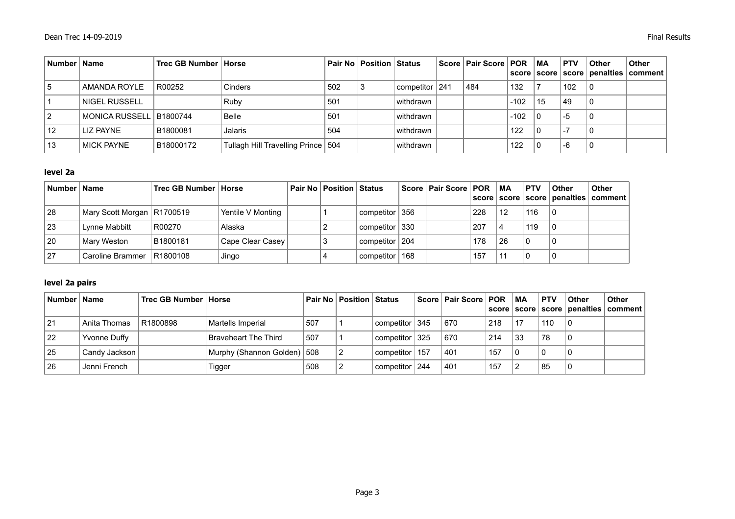| Number | Name | Trec GB Number | Horse | Pair No | Position | Status | Score | Pair Score | POR score | MA score | PTV score | Other penalties | Other comment |
|---|---|---|---|---|---|---|---|---|---|---|---|---|---|
| 5 | AMANDA ROYLE | R00252 | Cinders | 502 | 3 | competitor | 241 | 484 | 132 | 7 | 102 | 0 | |
| 1 | NIGEL RUSSELL | | Ruby | 501 | | withdrawn | | | -102 | 15 | 49 | 0 | |
| 2 | MONICA RUSSELL | B1800744 | Belle | 501 | | withdrawn | | | -102 | 0 | -5 | 0 | |
| 12 | LIZ PAYNE | B1800081 | Jalaris | 504 | | withdrawn | | | 122 | 0 | -7 | 0 | |
| 13 | MICK PAYNE | B18000172 | Tullagh Hill Travelling Prince | 504 | | withdrawn | | | 122 | 0 | -6 | 0 | |

### level 2a

| Number | Name | Trec GB Number | Horse | Pair No | Position | Status | Score | Pair Score | POR score | MA score | PTV score | Other penalties | Other comment |
|---|---|---|---|---|---|---|---|---|---|---|---|---|---|
| 28 | Mary Scott Morgan | R1700519 | Yentile V Monting | | 1 | competitor | 356 | | 228 | 12 | 116 | 0 | |
| 23 | Lynne Mabbitt | R00270 | Alaska | | 2 | competitor | 330 | | 207 | 4 | 119 | 0 | |
| 20 | Mary Weston | B1800181 | Cape Clear Casey | | 3 | competitor | 204 | | 178 | 26 | 0 | 0 | |
| 27 | Caroline Brammer | R1800108 | Jingo | | 4 | competitor | 168 | | 157 | 11 | 0 | 0 | |

### level 2a pairs

| Number | Name | Trec GB Number | Horse | Pair No | Position | Status | Score | Pair Score | POR score | MA score | PTV score | Other penalties | Other comment |
|---|---|---|---|---|---|---|---|---|---|---|---|---|---|
| 21 | Anita Thomas | R1800898 | Martells Imperial | 507 | 1 | competitor | 345 | 670 | 218 | 17 | 110 | 0 | |
| 22 | Yvonne Duffy | | Braveheart The Third | 507 | 1 | competitor | 325 | 670 | 214 | 33 | 78 | 0 | |
| 25 | Candy Jackson | | Murphy (Shannon Golden) | 508 | 2 | competitor | 157 | 401 | 157 | 0 | 0 | 0 | |
| 26 | Jenni French | | Tigger | 508 | 2 | competitor | 244 | 401 | 157 | 2 | 85 | 0 | |